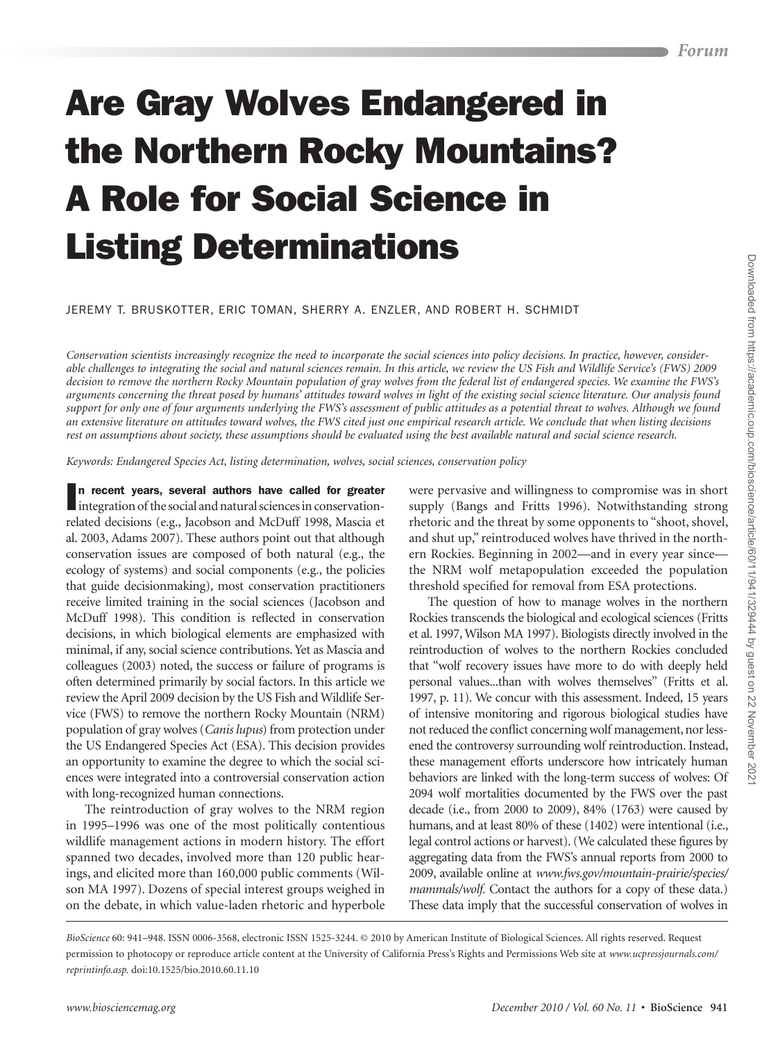# Are Gray Wolves Endangered in the Northern Rocky Mountains? A Role for Social Science in Listing Determinations

JEREMY T. BRUSKOTTER, ERIC TOMAN, SHERRY A. ENZLER, AND ROBERT H. SCHMIDT

*Conservation scientists increasingly recognize the need to incorporate the social sciences into policy decisions. In practice, however, considerable challenges to integrating the social and natural sciences remain. In this article, we review the US Fish and Wildlife Service's (FWS) 2009 decision to remove the northern Rocky Mountain population of gray wolves from the federal list of endangered species. We examine the FWS's arguments concerning the threat posed by humans' attitudes toward wolves in light of the existing social science literature. Our analysis found support for only one of four arguments underlying the FWS's assessment of public attitudes as a potential threat to wolves. Although we found an extensive literature on attitudes toward wolves, the FWS cited just one empirical research article. We conclude that when listing decisions rest on assumptions about society, these assumptions should be evaluated using the best available natural and social science research.*

*Keywords: Endangered Species Act, listing determination, wolves, social sciences, conservation policy*

**In recent years, several authors have called for greater** integration of the social and natural sciences in conservation-related decisions (e.g., Jacobson and McDuff 1998, Mascia et al. 2003, Adams 2007). These authors point out that although conservation issues are composed of both natural (e.g., the ecology of systems) and social components (e.g., the policies that guide decisionmaking), most conservation practitioners receive limited training in the social sciences (Jacobson and McDuff 1998). This condition is reflected in conservation decisions, in which biological elements are emphasized with minimal, if any, social science contributions. Yet as Mascia and colleagues (2003) noted, the success or failure of programs is often determined primarily by social factors. In this article we review the April 2009 decision by the US Fish and Wildlife Service (FWS) to remove the northern Rocky Mountain (NRM) population of gray wolves (*Canis lupus*) from protection under the US Endangered Species Act (ESA). This decision provides an opportunity to examine the degree to which the social sciences were integrated into a controversial conservation action with long-recognized human connections.

The reintroduction of gray wolves to the NRM region in 1995–1996 was one of the most politically contentious wildlife management actions in modern history. The effort spanned two decades, involved more than 120 public hearings, and elicited more than 160,000 public comments (Wilson MA 1997). Dozens of special interest groups weighed in on the debate, in which value-laden rhetoric and hyperbole were pervasive and willingness to compromise was in short supply (Bangs and Fritts 1996). Notwithstanding strong rhetoric and the threat by some opponents to "shoot, shovel, and shut up," reintroduced wolves have thrived in the northern Rockies. Beginning in 2002—and in every year since—the NRM wolf metapopulation exceeded the population threshold specified for removal from ESA protections.

The question of how to manage wolves in the northern Rockies transcends the biological and ecological sciences (Fritts et al. 1997, Wilson MA 1997). Biologists directly involved in the reintroduction of wolves to the northern Rockies concluded that "wolf recovery issues have more to do with deeply held personal values...than with wolves themselves" (Fritts et al. 1997, p. 11). We concur with this assessment. Indeed, 15 years of intensive monitoring and rigorous biological studies have not reduced the conflict concerning wolf management, nor lessened the controversy surrounding wolf reintroduction. Instead, these management efforts underscore how intricately human behaviors are linked with the long-term success of wolves: Of 2094 wolf mortalities documented by the FWS over the past decade (i.e., from 2000 to 2009), 84% (1763) were caused by humans, and at least 80% of these (1402) were intentional (i.e., legal control actions or harvest). (We calculated these figures by aggregating data from the FWS's annual reports from 2000 to 2009, available online at *www.fws.gov/mountain-prairie/species/mammals/wolf.* Contact the authors for a copy of these data.) These data imply that the successful conservation of wolves in

*BioScience* 60: 941–948. ISSN 0006-3568, electronic ISSN 1525-3244. © 2010 by American Institute of Biological Sciences. All rights reserved. Request permission to photocopy or reproduce article content at the University of California Press's Rights and Permissions Web site at *www.ucpressjournals.com/reprintinfo.asp.* doi:10.1525/bio.2010.60.11.10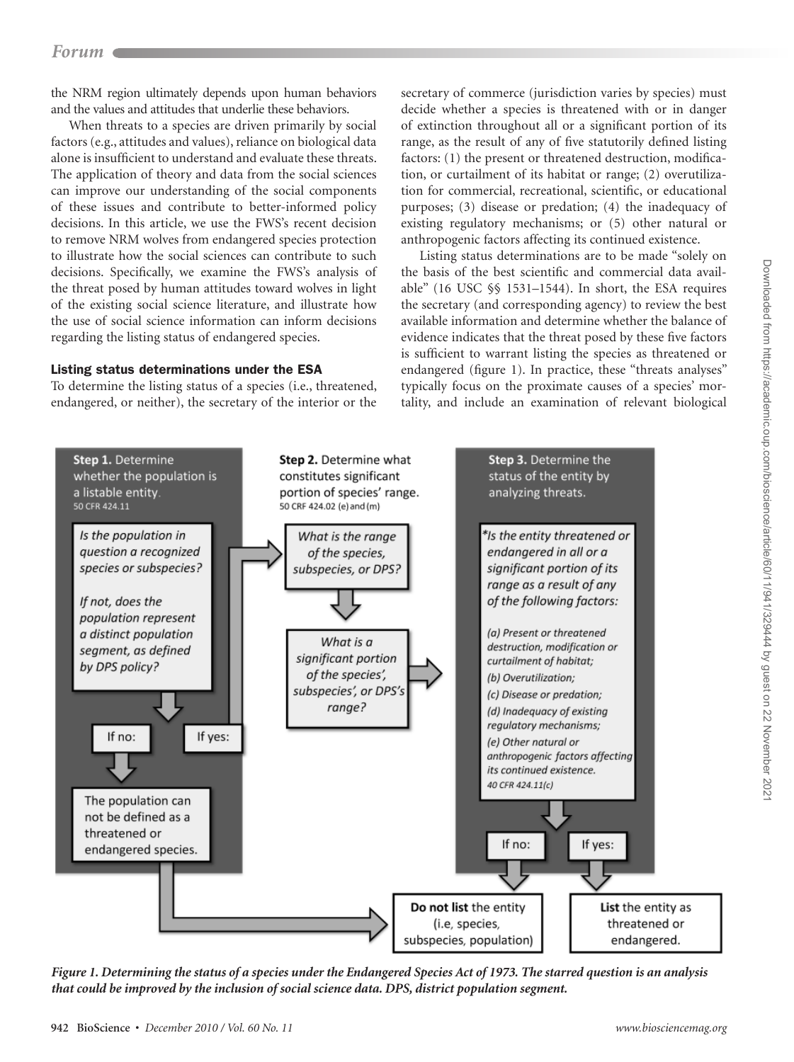the NRM region ultimately depends upon human behaviors and the values and attitudes that underlie these behaviors.

When threats to a species are driven primarily by social factors (e.g., attitudes and values), reliance on biological data alone is insufficient to understand and evaluate these threats. The application of theory and data from the social sciences can improve our understanding of the social components of these issues and contribute to better-informed policy decisions. In this article, we use the FWS's recent decision to remove NRM wolves from endangered species protection to illustrate how the social sciences can contribute to such decisions. Specifically, we examine the FWS's analysis of the threat posed by human attitudes toward wolves in light of the existing social science literature, and illustrate how the use of social science information can inform decisions regarding the listing status of endangered species.

## Listing status determinations under the ESA

To determine the listing status of a species (i.e., threatened, endangered, or neither), the secretary of the interior or the secretary of commerce (jurisdiction varies by species) must decide whether a species is threatened with or in danger of extinction throughout all or a significant portion of its range, as the result of any of five statutorily defined listing factors: (1) the present or threatened destruction, modification, or curtailment of its habitat or range; (2) overutilization for commercial, recreational, scientific, or educational purposes; (3) disease or predation; (4) the inadequacy of existing regulatory mechanisms; or (5) other natural or anthropogenic factors affecting its continued existence.

Listing status determinations are to be made "solely on the basis of the best scientific and commercial data available" (16 USC §§ 1531–1544). In short, the ESA requires the secretary (and corresponding agency) to review the best available information and determine whether the balance of evidence indicates that the threat posed by these five factors is sufficient to warrant listing the species as threatened or endangered (figure 1). In practice, these "threats analyses" typically focus on the proximate causes of a species' mortality, and include an examination of relevant biological

**Step 1.** Determine whether the population is a listable entity. 50 CFR 424.11

*Is the population in question a recognized species or subspecies?*

*If not, does the population represent a distinct population segment, as defined by DPS policy?*

If no: The population can not be defined as a threatened or endangered species. → **Do not list** the entity (i.e, species, subspecies, population)

If yes: → Step 2

**Step 2.** Determine what constitutes significant portion of species' range. 50 CRF 424.02 (e) and (m)

*What is the range of the species, subspecies, or DPS?*

*What is a significant portion of the species', subspecies', or DPS's range?*

**Step 3.** Determine the status of the entity by analyzing threats.

*\*Is the entity threatened or endangered in all or a significant portion of its range as a result of any of the following factors:*

*(a) Present or threatened destruction, modification or curtailment of habitat;*
*(b) Overutilization;*
*(c) Disease or predation;*
*(d) Inadequacy of existing regulatory mechanisms;*
*(e) Other natural or anthropogenic factors affecting its continued existence.*
*40 CFR 424.11(c)*

If no: **Do not list** the entity (i.e, species, subspecies, population)

If yes: **List** the entity as threatened or endangered.

***Figure 1. Determining the status of a species under the Endangered Species Act of 1973. The starred question is an analysis that could be improved by the inclusion of social science data. DPS, district population segment.***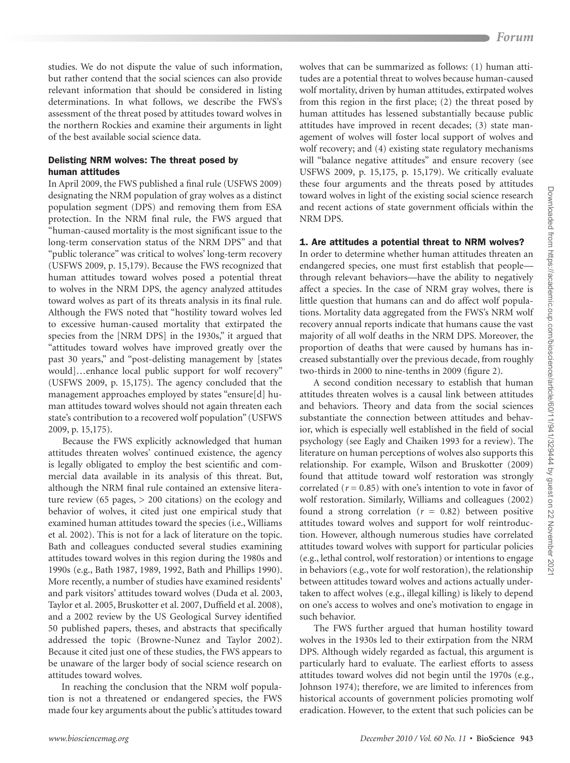studies. We do not dispute the value of such information, but rather contend that the social sciences can also provide relevant information that should be considered in listing determinations. In what follows, we describe the FWS's assessment of the threat posed by attitudes toward wolves in the northern Rockies and examine their arguments in light of the best available social science data.

### Delisting NRM wolves: The threat posed by human attitudes

In April 2009, the FWS published a final rule (USFWS 2009) designating the NRM population of gray wolves as a distinct population segment (DPS) and removing them from ESA protection. In the NRM final rule, the FWS argued that "human-caused mortality is the most significant issue to the long-term conservation status of the NRM DPS" and that "public tolerance" was critical to wolves' long-term recovery (USFWS 2009, p. 15,179). Because the FWS recognized that human attitudes toward wolves posed a potential threat to wolves in the NRM DPS, the agency analyzed attitudes toward wolves as part of its threats analysis in its final rule. Although the FWS noted that "hostility toward wolves led to excessive human-caused mortality that extirpated the species from the [NRM DPS] in the 1930s," it argued that "attitudes toward wolves have improved greatly over the past 30 years," and "post-delisting management by [states would]…enhance local public support for wolf recovery" (USFWS 2009, p. 15,175). The agency concluded that the management approaches employed by states "ensure[d] human attitudes toward wolves should not again threaten each state's contribution to a recovered wolf population" (USFWS 2009, p. 15,175).

Because the FWS explicitly acknowledged that human attitudes threaten wolves' continued existence, the agency is legally obligated to employ the best scientific and commercial data available in its analysis of this threat. But, although the NRM final rule contained an extensive literature review (65 pages, > 200 citations) on the ecology and behavior of wolves, it cited just one empirical study that examined human attitudes toward the species (i.e., Williams et al. 2002). This is not for a lack of literature on the topic. Bath and colleagues conducted several studies examining attitudes toward wolves in this region during the 1980s and 1990s (e.g., Bath 1987, 1989, 1992, Bath and Phillips 1990). More recently, a number of studies have examined residents' and park visitors' attitudes toward wolves (Duda et al. 2003, Taylor et al. 2005, Bruskotter et al. 2007, Duffield et al. 2008), and a 2002 review by the US Geological Survey identified 50 published papers, theses, and abstracts that specifically addressed the topic (Browne-Nunez and Taylor 2002). Because it cited just one of these studies, the FWS appears to be unaware of the larger body of social science research on attitudes toward wolves.

In reaching the conclusion that the NRM wolf population is not a threatened or endangered species, the FWS made four key arguments about the public's attitudes toward wolves that can be summarized as follows: (1) human attitudes are a potential threat to wolves because human-caused wolf mortality, driven by human attitudes, extirpated wolves from this region in the first place; (2) the threat posed by human attitudes has lessened substantially because public attitudes have improved in recent decades; (3) state management of wolves will foster local support of wolves and wolf recovery; and (4) existing state regulatory mechanisms will "balance negative attitudes" and ensure recovery (see USFWS 2009, p. 15,175, p. 15,179). We critically evaluate these four arguments and the threats posed by attitudes toward wolves in light of the existing social science research and recent actions of state government officials within the NRM DPS.

### 1. Are attitudes a potential threat to NRM wolves?

In order to determine whether human attitudes threaten an endangered species, one must first establish that people—through relevant behaviors—have the ability to negatively affect a species. In the case of NRM gray wolves, there is little question that humans can and do affect wolf populations. Mortality data aggregated from the FWS's NRM wolf recovery annual reports indicate that humans cause the vast majority of all wolf deaths in the NRM DPS. Moreover, the proportion of deaths that were caused by humans has increased substantially over the previous decade, from roughly two-thirds in 2000 to nine-tenths in 2009 (figure 2).

A second condition necessary to establish that human attitudes threaten wolves is a causal link between attitudes and behaviors. Theory and data from the social sciences substantiate the connection between attitudes and behavior, which is especially well established in the field of social psychology (see Eagly and Chaiken 1993 for a review). The literature on human perceptions of wolves also supports this relationship. For example, Wilson and Bruskotter (2009) found that attitude toward wolf restoration was strongly correlated ($r = 0.85$) with one's intention to vote in favor of wolf restoration. Similarly, Williams and colleagues (2002) found a strong correlation ($r = 0.82$) between positive attitudes toward wolves and support for wolf reintroduction. However, although numerous studies have correlated attitudes toward wolves with support for particular policies (e.g., lethal control, wolf restoration) or intentions to engage in behaviors (e.g., vote for wolf restoration), the relationship between attitudes toward wolves and actions actually undertaken to affect wolves (e.g., illegal killing) is likely to depend on one's access to wolves and one's motivation to engage in such behavior.

The FWS further argued that human hostility toward wolves in the 1930s led to their extirpation from the NRM DPS. Although widely regarded as factual, this argument is particularly hard to evaluate. The earliest efforts to assess attitudes toward wolves did not begin until the 1970s (e.g., Johnson 1974); therefore, we are limited to inferences from historical accounts of government policies promoting wolf eradication. However, to the extent that such policies can be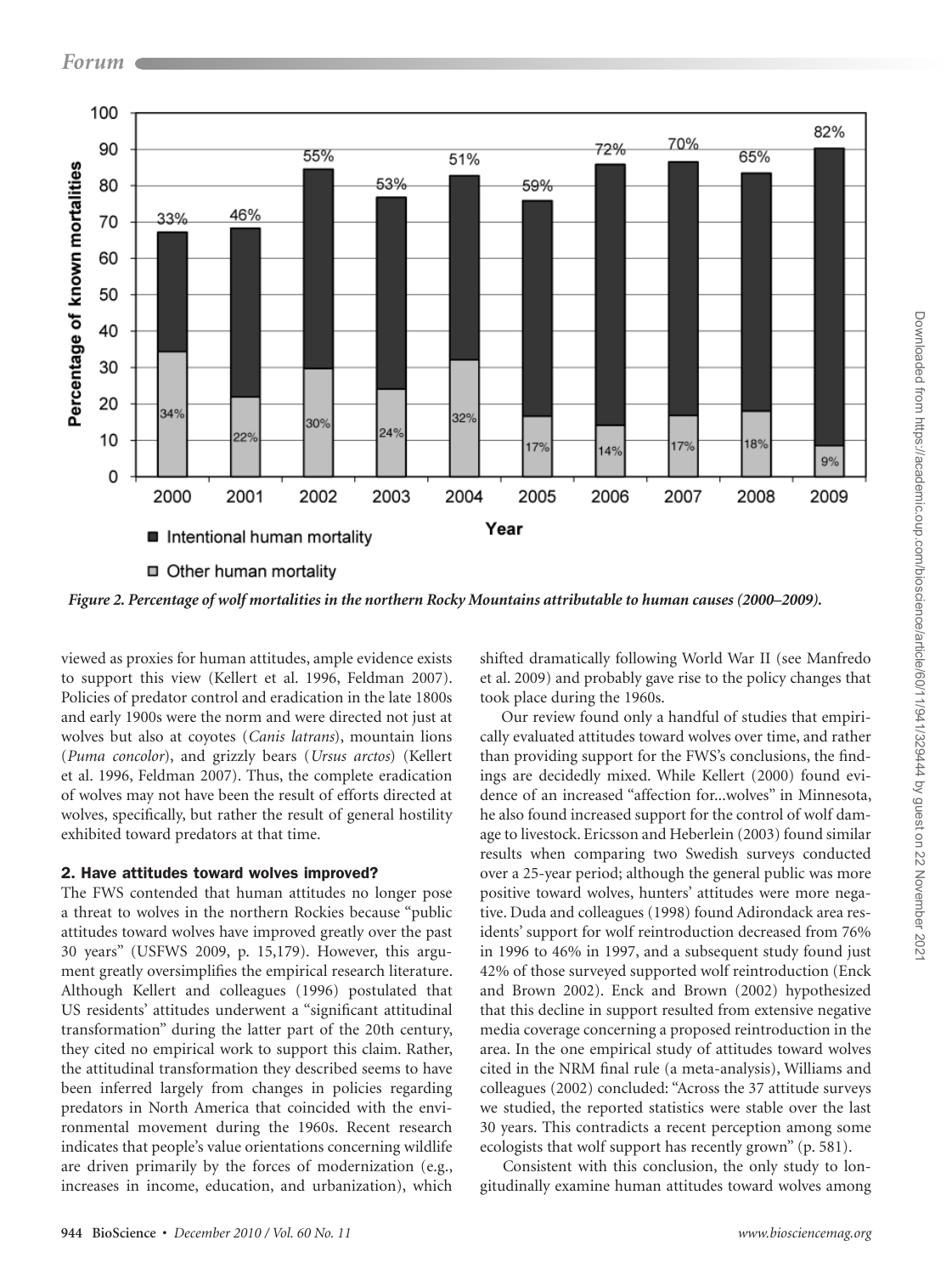Figure 2. Percentage of wolf mortalities in the northern Rocky Mountains attributable to human causes (2000–2009).

viewed as proxies for human attitudes, ample evidence exists to support this view (Kellert et al. 1996, Feldman 2007). Policies of predator control and eradication in the late 1800s and early 1900s were the norm and were directed not just at wolves but also at coyotes (*Canis latrans*), mountain lions (*Puma concolor*), and grizzly bears (*Ursus arctos*) (Kellert et al. 1996, Feldman 2007). Thus, the complete eradication of wolves may not have been the result of efforts directed at wolves, specifically, but rather the result of general hostility exhibited toward predators at that time.

## 2. Have attitudes toward wolves improved?

The FWS contended that human attitudes no longer pose a threat to wolves in the northern Rockies because "public attitudes toward wolves have improved greatly over the past 30 years" (USFWS 2009, p. 15,179). However, this argument greatly oversimplifies the empirical research literature. Although Kellert and colleagues (1996) postulated that US residents' attitudes underwent a "significant attitudinal transformation" during the latter part of the 20th century, they cited no empirical work to support this claim. Rather, the attitudinal transformation they described seems to have been inferred largely from changes in policies regarding predators in North America that coincided with the environmental movement during the 1960s. Recent research indicates that people's value orientations concerning wildlife are driven primarily by the forces of modernization (e.g., increases in income, education, and urbanization), which shifted dramatically following World War II (see Manfredo et al. 2009) and probably gave rise to the policy changes that took place during the 1960s.

Our review found only a handful of studies that empirically evaluated attitudes toward wolves over time, and rather than providing support for the FWS's conclusions, the findings are decidedly mixed. While Kellert (2000) found evidence of an increased "affection for...wolves" in Minnesota, he also found increased support for the control of wolf damage to livestock. Ericsson and Heberlein (2003) found similar results when comparing two Swedish surveys conducted over a 25-year period; although the general public was more positive toward wolves, hunters' attitudes were more negative. Duda and colleagues (1998) found Adirondack area residents' support for wolf reintroduction decreased from 76% in 1996 to 46% in 1997, and a subsequent study found just 42% of those surveyed supported wolf reintroduction (Enck and Brown 2002). Enck and Brown (2002) hypothesized that this decline in support resulted from extensive negative media coverage concerning a proposed reintroduction in the area. In the one empirical study of attitudes toward wolves cited in the NRM final rule (a meta-analysis), Williams and colleagues (2002) concluded: "Across the 37 attitude surveys we studied, the reported statistics were stable over the last 30 years. This contradicts a recent perception among some ecologists that wolf support has recently grown" (p. 581).

Consistent with this conclusion, the only study to longitudinally examine human attitudes toward wolves among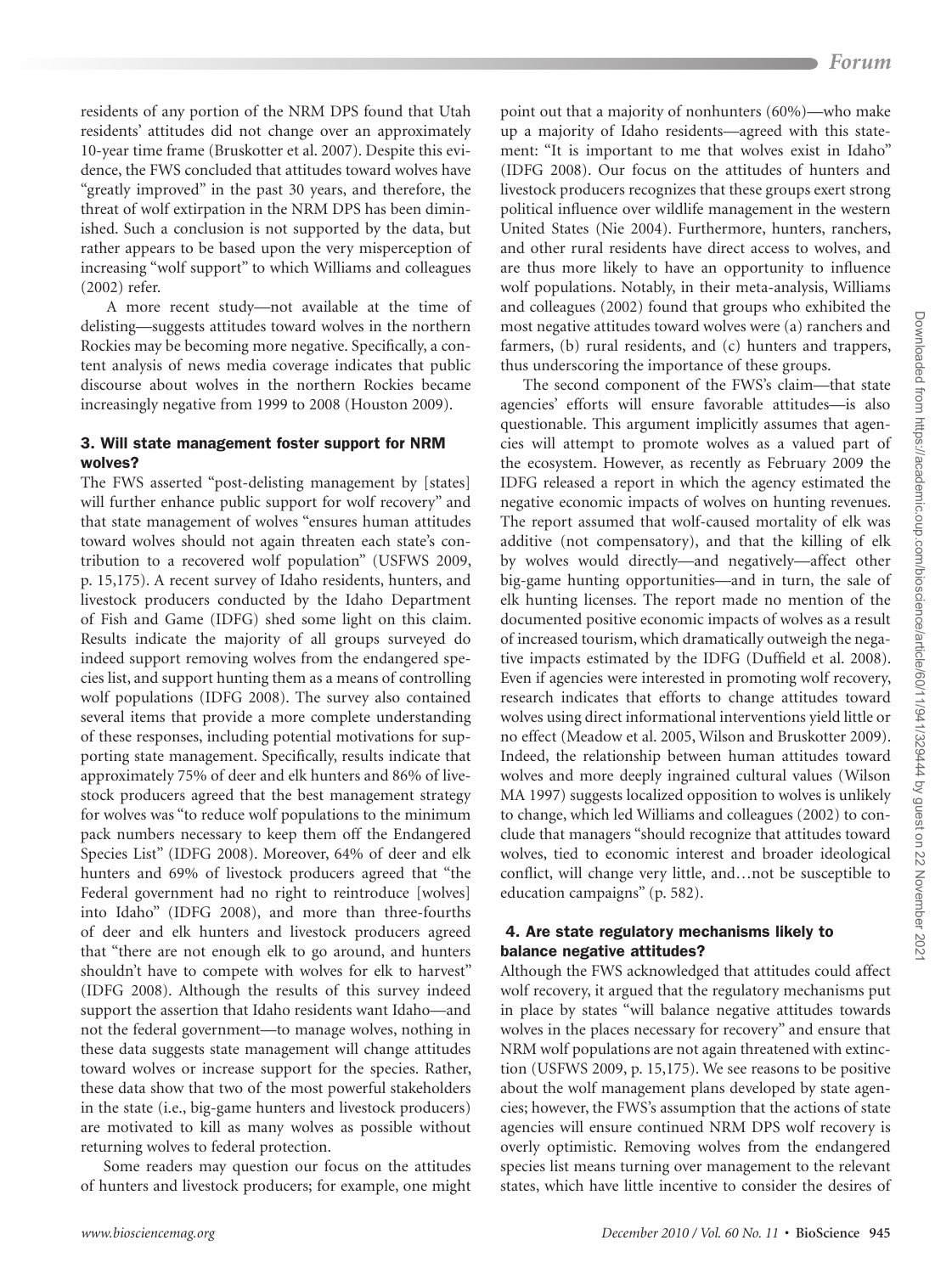residents of any portion of the NRM DPS found that Utah residents' attitudes did not change over an approximately 10-year time frame (Bruskotter et al. 2007). Despite this evidence, the FWS concluded that attitudes toward wolves have "greatly improved" in the past 30 years, and therefore, the threat of wolf extirpation in the NRM DPS has been diminished. Such a conclusion is not supported by the data, but rather appears to be based upon the very misperception of increasing "wolf support" to which Williams and colleagues (2002) refer.

A more recent study—not available at the time of delisting—suggests attitudes toward wolves in the northern Rockies may be becoming more negative. Specifically, a content analysis of news media coverage indicates that public discourse about wolves in the northern Rockies became increasingly negative from 1999 to 2008 (Houston 2009).

### 3. Will state management foster support for NRM wolves?

The FWS asserted "post-delisting management by [states] will further enhance public support for wolf recovery" and that state management of wolves "ensures human attitudes toward wolves should not again threaten each state's contribution to a recovered wolf population" (USFWS 2009, p. 15,175). A recent survey of Idaho residents, hunters, and livestock producers conducted by the Idaho Department of Fish and Game (IDFG) shed some light on this claim. Results indicate the majority of all groups surveyed do indeed support removing wolves from the endangered species list, and support hunting them as a means of controlling wolf populations (IDFG 2008). The survey also contained several items that provide a more complete understanding of these responses, including potential motivations for supporting state management. Specifically, results indicate that approximately 75% of deer and elk hunters and 86% of livestock producers agreed that the best management strategy for wolves was "to reduce wolf populations to the minimum pack numbers necessary to keep them off the Endangered Species List" (IDFG 2008). Moreover, 64% of deer and elk hunters and 69% of livestock producers agreed that "the Federal government had no right to reintroduce [wolves] into Idaho" (IDFG 2008), and more than three-fourths of deer and elk hunters and livestock producers agreed that "there are not enough elk to go around, and hunters shouldn't have to compete with wolves for elk to harvest" (IDFG 2008). Although the results of this survey indeed support the assertion that Idaho residents want Idaho—and not the federal government—to manage wolves, nothing in these data suggests state management will change attitudes toward wolves or increase support for the species. Rather, these data show that two of the most powerful stakeholders in the state (i.e., big-game hunters and livestock producers) are motivated to kill as many wolves as possible without returning wolves to federal protection.

Some readers may question our focus on the attitudes of hunters and livestock producers; for example, one might point out that a majority of nonhunters (60%)—who make up a majority of Idaho residents—agreed with this statement: "It is important to me that wolves exist in Idaho" (IDFG 2008). Our focus on the attitudes of hunters and livestock producers recognizes that these groups exert strong political influence over wildlife management in the western United States (Nie 2004). Furthermore, hunters, ranchers, and other rural residents have direct access to wolves, and are thus more likely to have an opportunity to influence wolf populations. Notably, in their meta-analysis, Williams and colleagues (2002) found that groups who exhibited the most negative attitudes toward wolves were (a) ranchers and farmers, (b) rural residents, and (c) hunters and trappers, thus underscoring the importance of these groups.

The second component of the FWS's claim—that state agencies' efforts will ensure favorable attitudes—is also questionable. This argument implicitly assumes that agencies will attempt to promote wolves as a valued part of the ecosystem. However, as recently as February 2009 the IDFG released a report in which the agency estimated the negative economic impacts of wolves on hunting revenues. The report assumed that wolf-caused mortality of elk was additive (not compensatory), and that the killing of elk by wolves would directly—and negatively—affect other big-game hunting opportunities—and in turn, the sale of elk hunting licenses. The report made no mention of the documented positive economic impacts of wolves as a result of increased tourism, which dramatically outweigh the negative impacts estimated by the IDFG (Duffield et al. 2008). Even if agencies were interested in promoting wolf recovery, research indicates that efforts to change attitudes toward wolves using direct informational interventions yield little or no effect (Meadow et al. 2005, Wilson and Bruskotter 2009). Indeed, the relationship between human attitudes toward wolves and more deeply ingrained cultural values (Wilson MA 1997) suggests localized opposition to wolves is unlikely to change, which led Williams and colleagues (2002) to conclude that managers "should recognize that attitudes toward wolves, tied to economic interest and broader ideological conflict, will change very little, and…not be susceptible to education campaigns" (p. 582).

### 4. Are state regulatory mechanisms likely to balance negative attitudes?

Although the FWS acknowledged that attitudes could affect wolf recovery, it argued that the regulatory mechanisms put in place by states "will balance negative attitudes towards wolves in the places necessary for recovery" and ensure that NRM wolf populations are not again threatened with extinction (USFWS 2009, p. 15,175). We see reasons to be positive about the wolf management plans developed by state agencies; however, the FWS's assumption that the actions of state agencies will ensure continued NRM DPS wolf recovery is overly optimistic. Removing wolves from the endangered species list means turning over management to the relevant states, which have little incentive to consider the desires of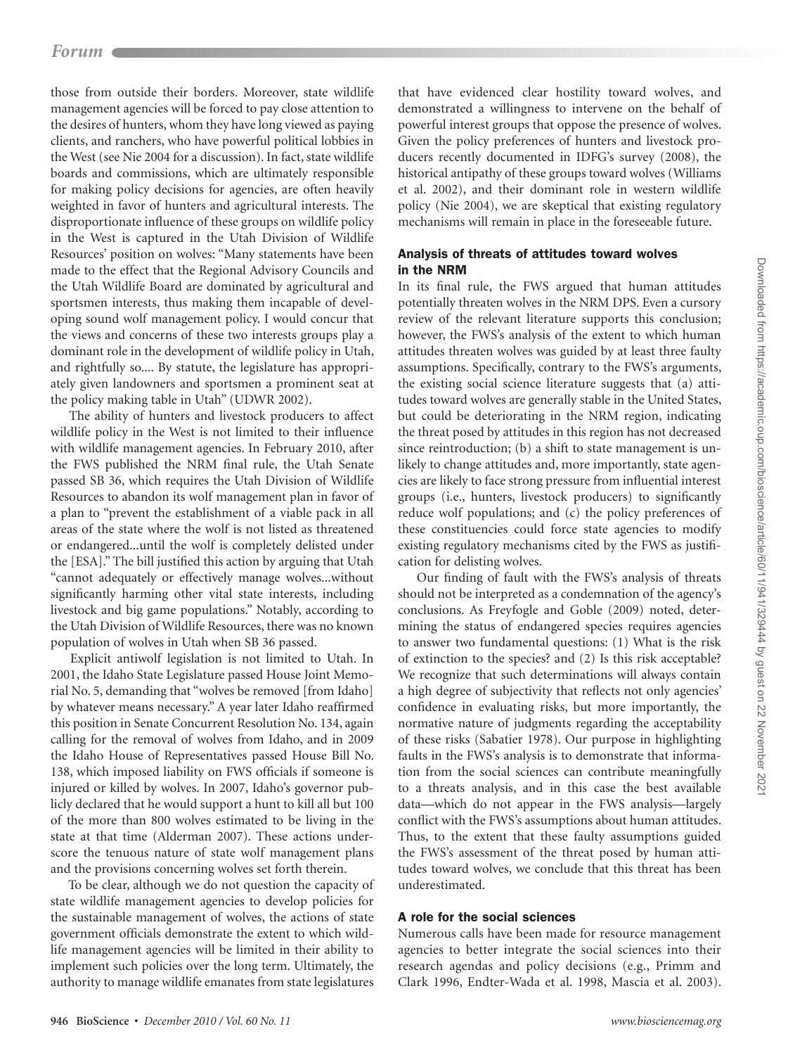those from outside their borders. Moreover, state wildlife management agencies will be forced to pay close attention to the desires of hunters, whom they have long viewed as paying clients, and ranchers, who have powerful political lobbies in the West (see Nie 2004 for a discussion). In fact, state wildlife boards and commissions, which are ultimately responsible for making policy decisions for agencies, are often heavily weighted in favor of hunters and agricultural interests. The disproportionate influence of these groups on wildlife policy in the West is captured in the Utah Division of Wildlife Resources' position on wolves: "Many statements have been made to the effect that the Regional Advisory Councils and the Utah Wildlife Board are dominated by agricultural and sportsmen interests, thus making them incapable of developing sound wolf management policy. I would concur that the views and concerns of these two interests groups play a dominant role in the development of wildlife policy in Utah, and rightfully so.... By statute, the legislature has appropriately given landowners and sportsmen a prominent seat at the policy making table in Utah" (UDWR 2002).

The ability of hunters and livestock producers to affect wildlife policy in the West is not limited to their influence with wildlife management agencies. In February 2010, after the FWS published the NRM final rule, the Utah Senate passed SB 36, which requires the Utah Division of Wildlife Resources to abandon its wolf management plan in favor of a plan to "prevent the establishment of a viable pack in all areas of the state where the wolf is not listed as threatened or endangered...until the wolf is completely delisted under the [ESA]." The bill justified this action by arguing that Utah "cannot adequately or effectively manage wolves...without significantly harming other vital state interests, including livestock and big game populations." Notably, according to the Utah Division of Wildlife Resources, there was no known population of wolves in Utah when SB 36 passed.

Explicit antiwolf legislation is not limited to Utah. In 2001, the Idaho State Legislature passed House Joint Memorial No. 5, demanding that "wolves be removed [from Idaho] by whatever means necessary." A year later Idaho reaffirmed this position in Senate Concurrent Resolution No. 134, again calling for the removal of wolves from Idaho, and in 2009 the Idaho House of Representatives passed House Bill No. 138, which imposed liability on FWS officials if someone is injured or killed by wolves. In 2007, Idaho's governor publicly declared that he would support a hunt to kill all but 100 of the more than 800 wolves estimated to be living in the state at that time (Alderman 2007). These actions underscore the tenuous nature of state wolf management plans and the provisions concerning wolves set forth therein.

To be clear, although we do not question the capacity of state wildlife management agencies to develop policies for the sustainable management of wolves, the actions of state government officials demonstrate the extent to which wildlife management agencies will be limited in their ability to implement such policies over the long term. Ultimately, the authority to manage wildlife emanates from state legislatures that have evidenced clear hostility toward wolves, and demonstrated a willingness to intervene on the behalf of powerful interest groups that oppose the presence of wolves. Given the policy preferences of hunters and livestock producers recently documented in IDFG's survey (2008), the historical antipathy of these groups toward wolves (Williams et al. 2002), and their dominant role in western wildlife policy (Nie 2004), we are skeptical that existing regulatory mechanisms will remain in place in the foreseeable future.

## Analysis of threats of attitudes toward wolves in the NRM

In its final rule, the FWS argued that human attitudes potentially threaten wolves in the NRM DPS. Even a cursory review of the relevant literature supports this conclusion; however, the FWS's analysis of the extent to which human attitudes threaten wolves was guided by at least three faulty assumptions. Specifically, contrary to the FWS's arguments, the existing social science literature suggests that (a) attitudes toward wolves are generally stable in the United States, but could be deteriorating in the NRM region, indicating the threat posed by attitudes in this region has not decreased since reintroduction; (b) a shift to state management is unlikely to change attitudes and, more importantly, state agencies are likely to face strong pressure from influential interest groups (i.e., hunters, livestock producers) to significantly reduce wolf populations; and (c) the policy preferences of these constituencies could force state agencies to modify existing regulatory mechanisms cited by the FWS as justification for delisting wolves.

Our finding of fault with the FWS's analysis of threats should not be interpreted as a condemnation of the agency's conclusions. As Freyfogle and Goble (2009) noted, determining the status of endangered species requires agencies to answer two fundamental questions: (1) What is the risk of extinction to the species? and (2) Is this risk acceptable? We recognize that such determinations will always contain a high degree of subjectivity that reflects not only agencies' confidence in evaluating risks, but more importantly, the normative nature of judgments regarding the acceptability of these risks (Sabatier 1978). Our purpose in highlighting faults in the FWS's analysis is to demonstrate that information from the social sciences can contribute meaningfully to a threats analysis, and in this case the best available data—which do not appear in the FWS analysis—largely conflict with the FWS's assumptions about human attitudes. Thus, to the extent that these faulty assumptions guided the FWS's assessment of the threat posed by human attitudes toward wolves, we conclude that this threat has been underestimated.

## A role for the social sciences

Numerous calls have been made for resource management agencies to better integrate the social sciences into their research agendas and policy decisions (e.g., Primm and Clark 1996, Endter-Wada et al. 1998, Mascia et al. 2003).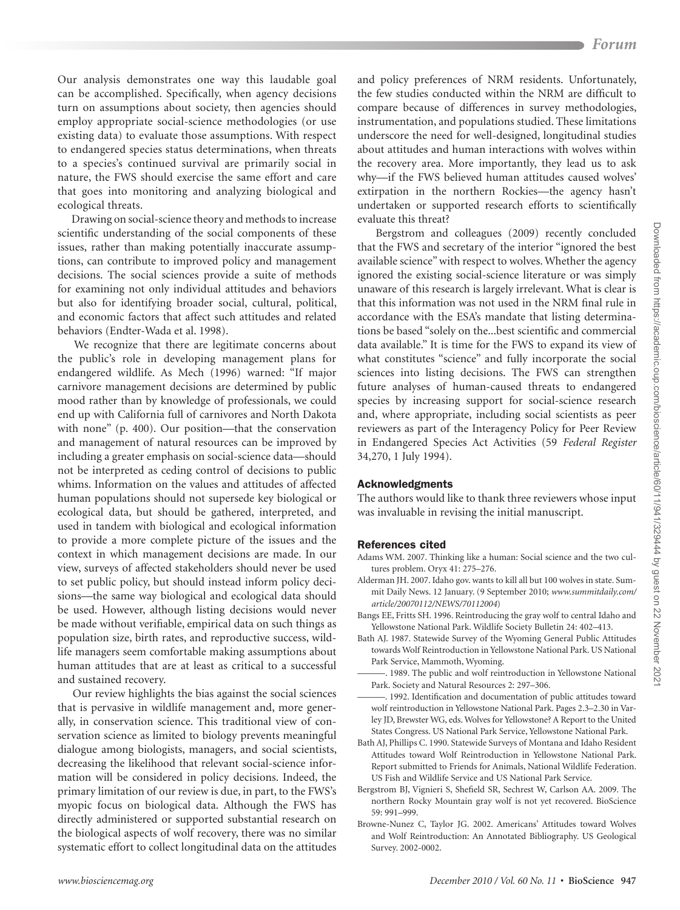Our analysis demonstrates one way this laudable goal can be accomplished. Specifically, when agency decisions turn on assumptions about society, then agencies should employ appropriate social-science methodologies (or use existing data) to evaluate those assumptions. With respect to endangered species status determinations, when threats to a species's continued survival are primarily social in nature, the FWS should exercise the same effort and care that goes into monitoring and analyzing biological and ecological threats.

Drawing on social-science theory and methods to increase scientific understanding of the social components of these issues, rather than making potentially inaccurate assumptions, can contribute to improved policy and management decisions. The social sciences provide a suite of methods for examining not only individual attitudes and behaviors but also for identifying broader social, cultural, political, and economic factors that affect such attitudes and related behaviors (Endter-Wada et al. 1998).

We recognize that there are legitimate concerns about the public's role in developing management plans for endangered wildlife. As Mech (1996) warned: "If major carnivore management decisions are determined by public mood rather than by knowledge of professionals, we could end up with California full of carnivores and North Dakota with none" (p. 400). Our position—that the conservation and management of natural resources can be improved by including a greater emphasis on social-science data—should not be interpreted as ceding control of decisions to public whims. Information on the values and attitudes of affected human populations should not supersede key biological or ecological data, but should be gathered, interpreted, and used in tandem with biological and ecological information to provide a more complete picture of the issues and the context in which management decisions are made. In our view, surveys of affected stakeholders should never be used to set public policy, but should instead inform policy decisions—the same way biological and ecological data should be used. However, although listing decisions would never be made without verifiable, empirical data on such things as population size, birth rates, and reproductive success, wildlife managers seem comfortable making assumptions about human attitudes that are at least as critical to a successful and sustained recovery.

Our review highlights the bias against the social sciences that is pervasive in wildlife management and, more generally, in conservation science. This traditional view of conservation science as limited to biology prevents meaningful dialogue among biologists, managers, and social scientists, decreasing the likelihood that relevant social-science information will be considered in policy decisions. Indeed, the primary limitation of our review is due, in part, to the FWS's myopic focus on biological data. Although the FWS has directly administered or supported substantial research on the biological aspects of wolf recovery, there was no similar systematic effort to collect longitudinal data on the attitudes and policy preferences of NRM residents. Unfortunately, the few studies conducted within the NRM are difficult to compare because of differences in survey methodologies, instrumentation, and populations studied. These limitations underscore the need for well-designed, longitudinal studies about attitudes and human interactions with wolves within the recovery area. More importantly, they lead us to ask why—if the FWS believed human attitudes caused wolves' extirpation in the northern Rockies—the agency hasn't undertaken or supported research efforts to scientifically evaluate this threat?

Bergstrom and colleagues (2009) recently concluded that the FWS and secretary of the interior "ignored the best available science" with respect to wolves. Whether the agency ignored the existing social-science literature or was simply unaware of this research is largely irrelevant. What is clear is that this information was not used in the NRM final rule in accordance with the ESA's mandate that listing determinations be based "solely on the...best scientific and commercial data available." It is time for the FWS to expand its view of what constitutes "science" and fully incorporate the social sciences into listing decisions. The FWS can strengthen future analyses of human-caused threats to endangered species by increasing support for social-science research and, where appropriate, including social scientists as peer reviewers as part of the Interagency Policy for Peer Review in Endangered Species Act Activities (59 *Federal Register* 34,270, 1 July 1994).

## Acknowledgments

The authors would like to thank three reviewers whose input was invaluable in revising the initial manuscript.

## References cited

Adams WM. 2007. Thinking like a human: Social science and the two cultures problem. Oryx 41: 275–276.

Alderman JH. 2007. Idaho gov. wants to kill all but 100 wolves in state. Summit Daily News. 12 January. (9 September 2010; *www.summitdaily.com/article/20070112/NEWS/70112004*)

Bangs EE, Fritts SH. 1996. Reintroducing the gray wolf to central Idaho and Yellowstone National Park. Wildlife Society Bulletin 24: 402–413.

Bath AJ. 1987. Statewide Survey of the Wyoming General Public Attitudes towards Wolf Reintroduction in Yellowstone National Park. US National Park Service, Mammoth, Wyoming.

———. 1989. The public and wolf reintroduction in Yellowstone National Park. Society and Natural Resources 2: 297–306.

———. 1992. Identification and documentation of public attitudes toward wolf reintroduction in Yellowstone National Park. Pages 2.3–2.30 in Varley JD, Brewster WG, eds. Wolves for Yellowstone? A Report to the United States Congress. US National Park Service, Yellowstone National Park.

Bath AJ, Phillips C. 1990. Statewide Surveys of Montana and Idaho Resident Attitudes toward Wolf Reintroduction in Yellowstone National Park. Report submitted to Friends for Animals, National Wildlife Federation. US Fish and Wildlife Service and US National Park Service.

Bergstrom BJ, Vignieri S, Shefield SR, Sechrest W, Carlson AA. 2009. The northern Rocky Mountain gray wolf is not yet recovered. BioScience 59: 991–999.

Browne-Nunez C, Taylor JG. 2002. Americans' Attitudes toward Wolves and Wolf Reintroduction: An Annotated Bibliography. US Geological Survey. 2002-0002.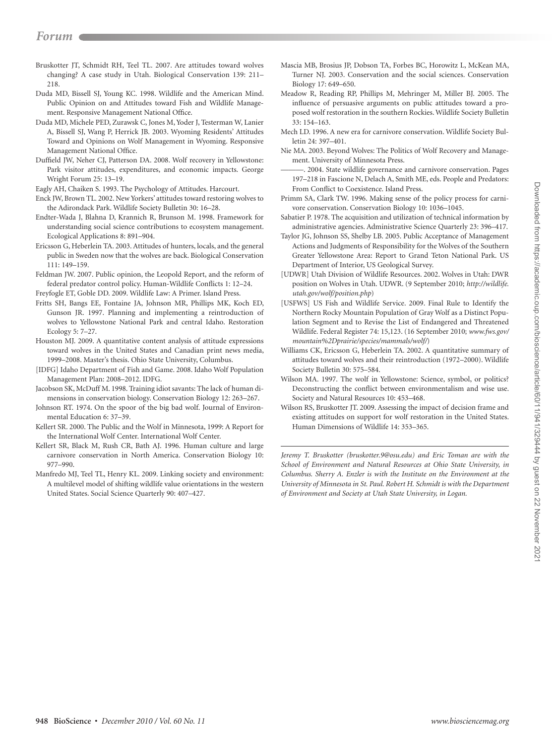Bruskotter JT, Schmidt RH, Teel TL. 2007. Are attitudes toward wolves changing? A case study in Utah. Biological Conservation 139: 211–218.

Duda MD, Bissell SJ, Young KC. 1998. Wildlife and the American Mind. Public Opinion on and Attitudes toward Fish and Wildlife Management. Responsive Management National Office.

Duda MD, Michele PED, Zurawsk C, Jones M, Yoder J, Testerman W, Lanier A, Bissell SJ, Wang P, Herrick JB. 2003. Wyoming Residents' Attitudes Toward and Opinions on Wolf Management in Wyoming. Responsive Management National Office.

Duffield JW, Neher CJ, Patterson DA. 2008. Wolf recovery in Yellowstone: Park visitor attitudes, expenditures, and economic impacts. George Wright Forum 25: 13–19.

Eagly AH, Chaiken S. 1993. The Psychology of Attitudes. Harcourt.

Enck JW, Brown TL. 2002. New Yorkers' attitudes toward restoring wolves to the Adirondack Park. Wildlife Society Bulletin 30: 16–28.

Endter-Wada J, Blahna D, Krannich R, Brunson M. 1998. Framework for understanding social science contributions to ecosystem management. Ecological Applications 8: 891–904.

Ericsson G, Heberlein TA. 2003. Attitudes of hunters, locals, and the general public in Sweden now that the wolves are back. Biological Conservation 111: 149–159.

Feldman JW. 2007. Public opinion, the Leopold Report, and the reform of federal predator control policy. Human-Wildlife Conflicts 1: 12–24.

Freyfogle ET, Goble DD. 2009. Wildlife Law: A Primer. Island Press.

Fritts SH, Bangs EE, Fontaine JA, Johnson MR, Phillips MK, Koch ED, Gunson JR. 1997. Planning and implementing a reintroduction of wolves to Yellowstone National Park and central Idaho. Restoration Ecology 5: 7–27.

Houston MJ. 2009. A quantitative content analysis of attitude expressions toward wolves in the United States and Canadian print news media, 1999–2008. Master's thesis. Ohio State University, Columbus.

[IDFG] Idaho Department of Fish and Game. 2008. Idaho Wolf Population Management Plan: 2008–2012. IDFG.

Jacobson SK, McDuff M. 1998. Training idiot savants: The lack of human dimensions in conservation biology. Conservation Biology 12: 263–267.

Johnson RT. 1974. On the spoor of the big bad wolf. Journal of Environmental Education 6: 37–39.

Kellert SR. 2000. The Public and the Wolf in Minnesota, 1999: A Report for the International Wolf Center. International Wolf Center.

Kellert SR, Black M, Rush CR, Bath AJ. 1996. Human culture and large carnivore conservation in North America. Conservation Biology 10: 977–990.

Manfredo MJ, Teel TL, Henry KL. 2009. Linking society and environment: A multilevel model of shifting wildlife value orientations in the western United States. Social Science Quarterly 90: 407–427.

Mascia MB, Brosius JP, Dobson TA, Forbes BC, Horowitz L, McKean MA, Turner NJ. 2003. Conservation and the social sciences. Conservation Biology 17: 649–650.

Meadow R, Reading RP, Phillips M, Mehringer M, Miller BJ. 2005. The influence of persuasive arguments on public attitudes toward a proposed wolf restoration in the southern Rockies. Wildlife Society Bulletin 33: 154–163.

Mech LD. 1996. A new era for carnivore conservation. Wildlife Society Bulletin 24: 397–401.

Nie MA. 2003. Beyond Wolves: The Politics of Wolf Recovery and Management. University of Minnesota Press.

———. 2004. State wildlife governance and carnivore conservation. Pages 197–218 in Fascione N, Delach A, Smith ME, eds. People and Predators: From Conflict to Coexistence. Island Press.

Primm SA, Clark TW. 1996. Making sense of the policy process for carnivore conservation. Conservation Biology 10: 1036–1045.

Sabatier P. 1978. The acquisition and utilization of technical information by administrative agencies. Administrative Science Quarterly 23: 396–417.

Taylor JG, Johnson SS, Shelby LB. 2005. Public Acceptance of Management Actions and Judgments of Responsibility for the Wolves of the Southern Greater Yellowstone Area: Report to Grand Teton National Park. US Department of Interior, US Geological Survey.

[UDWR] Utah Division of Wildlife Resources. 2002. Wolves in Utah: DWR position on Wolves in Utah. UDWR. (9 September 2010; *http://wildlife.utah.gov/wolf/position.php*)

[USFWS] US Fish and Wildlife Service. 2009. Final Rule to Identify the Northern Rocky Mountain Population of Gray Wolf as a Distinct Population Segment and to Revise the List of Endangered and Threatened Wildlife. Federal Register 74: 15,123. (16 September 2010; *www.fws.gov/mountain%2Dprairie/species/mammals/wolf/*)

Williams CK, Ericsson G, Heberlein TA. 2002. A quantitative summary of attitudes toward wolves and their reintroduction (1972–2000). Wildlife Society Bulletin 30: 575–584.

Wilson MA. 1997. The wolf in Yellowstone: Science, symbol, or politics? Deconstructing the conflict between environmentalism and wise use. Society and Natural Resources 10: 453–468.

Wilson RS, Bruskotter JT. 2009. Assessing the impact of decision frame and existing attitudes on support for wolf restoration in the United States. Human Dimensions of Wildlife 14: 353–365.

---

*Jeremy T. Bruskotter (bruskotter.9@osu.edu) and Eric Toman are with the School of Environment and Natural Resources at Ohio State University, in Columbus. Sherry A. Enzler is with the Institute on the Environment at the University of Minnesota in St. Paul. Robert H. Schmidt is with the Department of Environment and Society at Utah State University, in Logan.*